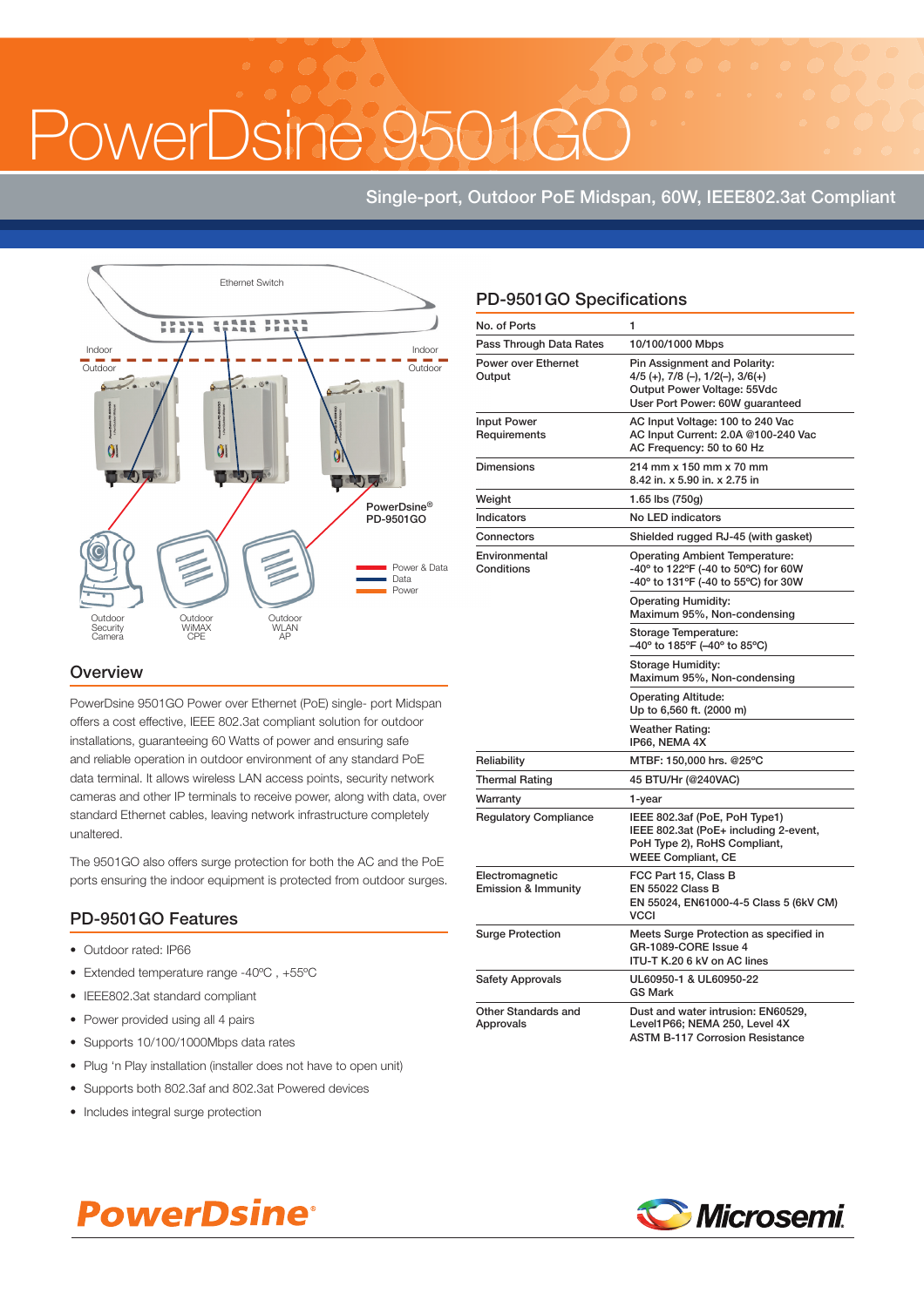# PowerDsine 9501GO

Single-port, Outdoor PoE Midspan, 60W, IEEE802.3at Compliant

Ethernet Switch

Indoor | Outdoor

PowerDsine® PD-9501GO

Power & Data
Data
Power

Outdoor Security Camera | Outdoor WiMAX CPE | Outdoor WLAN AP

## Overview

PowerDsine 9501GO Power over Ethernet (PoE) single- port Midspan offers a cost effective, IEEE 802.3at compliant solution for outdoor installations, guaranteeing 60 Watts of power and ensuring safe and reliable operation in outdoor environment of any standard PoE data terminal. It allows wireless LAN access points, security network cameras and other IP terminals to receive power, along with data, over standard Ethernet cables, leaving network infrastructure completely unaltered.

The 9501GO also offers surge protection for both the AC and the PoE ports ensuring the indoor equipment is protected from outdoor surges.

## PD-9501GO Features

- Outdoor rated: IP66
- Extended temperature range -40ºC , +55ºC
- IEEE802.3at standard compliant
- Power provided using all 4 pairs
- Supports 10/100/1000Mbps data rates
- Plug 'n Play installation (installer does not have to open unit)
- Supports both 802.3af and 802.3at Powered devices
- Includes integral surge protection

## PD-9501GO Specifications

| | |
|---|---|
| No. of Ports | 1 |
| Pass Through Data Rates | 10/100/1000 Mbps |
| Power over Ethernet Output | Pin Assignment and Polarity:<br>4/5 (+), 7/8 (–), 1/2(–), 3/6(+)<br>Output Power Voltage: 55Vdc<br>User Port Power: 60W guaranteed |
| Input Power Requirements | AC Input Voltage: 100 to 240 Vac<br>AC Input Current: 2.0A @100-240 Vac<br>AC Frequency: 50 to 60 Hz |
| Dimensions | 214 mm x 150 mm x 70 mm<br>8.42 in. x 5.90 in. x 2.75 in |
| Weight | 1.65 lbs (750g) |
| Indicators | No LED indicators |
| Connectors | Shielded rugged RJ-45 (with gasket) |
| Environmental Conditions | Operating Ambient Temperature:<br>-40º to 122ºF (-40 to 50ºC) for 60W<br>-40º to 131ºF (-40 to 55ºC) for 30W |
| | Operating Humidity:<br>Maximum 95%, Non-condensing |
| | Storage Temperature:<br>–40º to 185ºF (–40º to 85ºC) |
| | Storage Humidity:<br>Maximum 95%, Non-condensing |
| | Operating Altitude:<br>Up to 6,560 ft. (2000 m) |
| | Weather Rating:<br>IP66, NEMA 4X |
| Reliability | MTBF: 150,000 hrs. @25ºC |
| Thermal Rating | 45 BTU/Hr (@240VAC) |
| Warranty | 1-year |
| Regulatory Compliance | IEEE 802.3af (PoE, PoH Type1)<br>IEEE 802.3at (PoE+ including 2-event, PoH Type 2), RoHS Compliant, WEEE Compliant, CE |
| Electromagnetic Emission & Immunity | FCC Part 15, Class B<br>EN 55022 Class B<br>EN 55024, EN61000-4-5 Class 5 (6kV CM)<br>VCCI |
| Surge Protection | Meets Surge Protection as specified in GR-1089-CORE Issue 4<br>ITU-T K.20 6 kV on AC lines |
| Safety Approvals | UL60950-1 & UL60950-22<br>GS Mark |
| Other Standards and Approvals | Dust and water intrusion: EN60529, Level1P66; NEMA 250, Level 4X<br>ASTM B-117 Corrosion Resistance |

PowerDsine® | Microsemi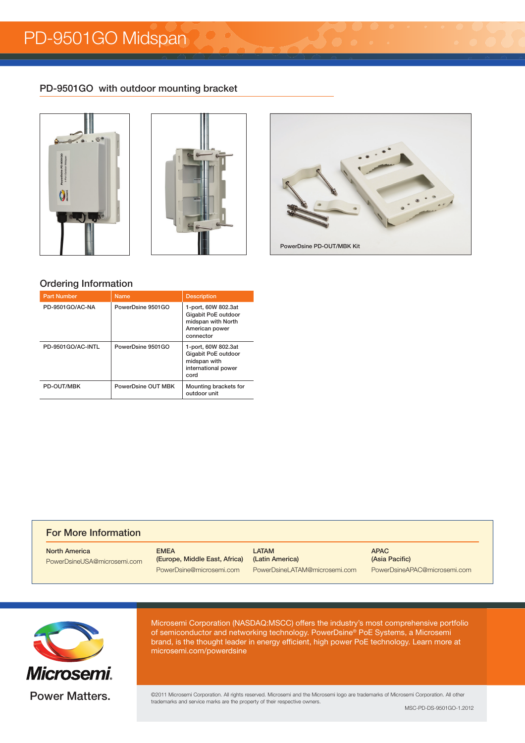## PD-9501GO with outdoor mounting bracket

PowerDsine PD-OUT/MBK Kit

## Ordering Information

| Part Number | Name | Description |
|---|---|---|
| PD-9501GO/AC-NA | PowerDsine 9501GO | 1-port, 60W 802.3at Gigabit PoE outdoor midspan with North American power connector |
| PD-9501GO/AC-INTL | PowerDsine 9501GO | 1-port, 60W 802.3at Gigabit PoE outdoor midspan with international power cord |
| PD-OUT/MBK | PowerDsine OUT MBK | Mounting brackets for outdoor unit |

## For More Information

**North America**
PowerDsineUSA@microsemi.com

**EMEA**
**(Europe, Middle East, Africa)**
PowerDsine@microsemi.com

**LATAM**
**(Latin America)**
PowerDsineLATAM@microsemi.com

**APAC**
**(Asia Pacific)**
PowerDsineAPAC@microsemi.com

Microsemi Corporation (NASDAQ:MSCC) offers the industry's most comprehensive portfolio of semiconductor and networking technology. PowerDsine® PoE Systems, a Microsemi brand, is the thought leader in energy efficient, high power PoE technology. Learn more at microsemi.com/powerdsine

Microsemi.
Power Matters.

©2011 Microsemi Corporation. All rights reserved. Microsemi and the Microsemi logo are trademarks of Microsemi Corporation. All other trademarks and service marks are the property of their respective owners.

MSC-PD-DS-9501GO-1.2012